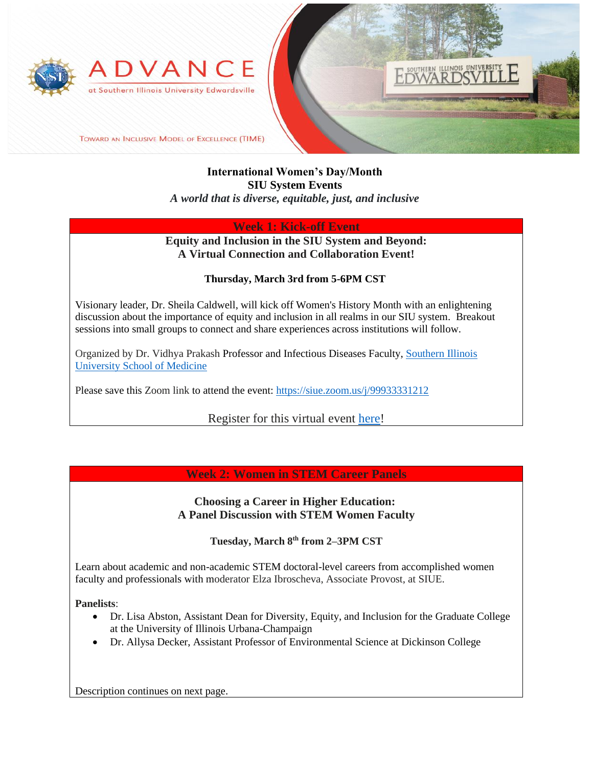ADVANCE at Southern Illinois University Edwardsville

Toward an Inclusive Model of Excellence (TIME)

**International Women's Day/Month**
**SIU System Events**
***A world that is diverse, equitable, just, and inclusive***

## Week 1: Kick-off Event

### Equity and Inclusion in the SIU System and Beyond: A Virtual Connection and Collaboration Event!

**Thursday, March 3rd from 5-6PM CST**

Visionary leader, Dr. Sheila Caldwell, will kick off Women's History Month with an enlightening discussion about the importance of equity and inclusion in all realms in our SIU system. Breakout sessions into small groups to connect and share experiences across institutions will follow.

Organized by Dr. Vidhya Prakash Professor and Infectious Diseases Faculty, Southern Illinois University School of Medicine

Please save this Zoom link to attend the event: https://siue.zoom.us/j/99933331212

Register for this virtual event here!

## Week 2: Women in STEM Career Panels

### Choosing a Career in Higher Education: A Panel Discussion with STEM Women Faculty

**Tuesday, March 8th from 2–3PM CST**

Learn about academic and non-academic STEM doctoral-level careers from accomplished women faculty and professionals with moderator Elza Ibroscheva, Associate Provost, at SIUE.

**Panelists**:

- Dr. Lisa Abston, Assistant Dean for Diversity, Equity, and Inclusion for the Graduate College at the University of Illinois Urbana-Champaign
- Dr. Allysa Decker, Assistant Professor of Environmental Science at Dickinson College

Description continues on next page.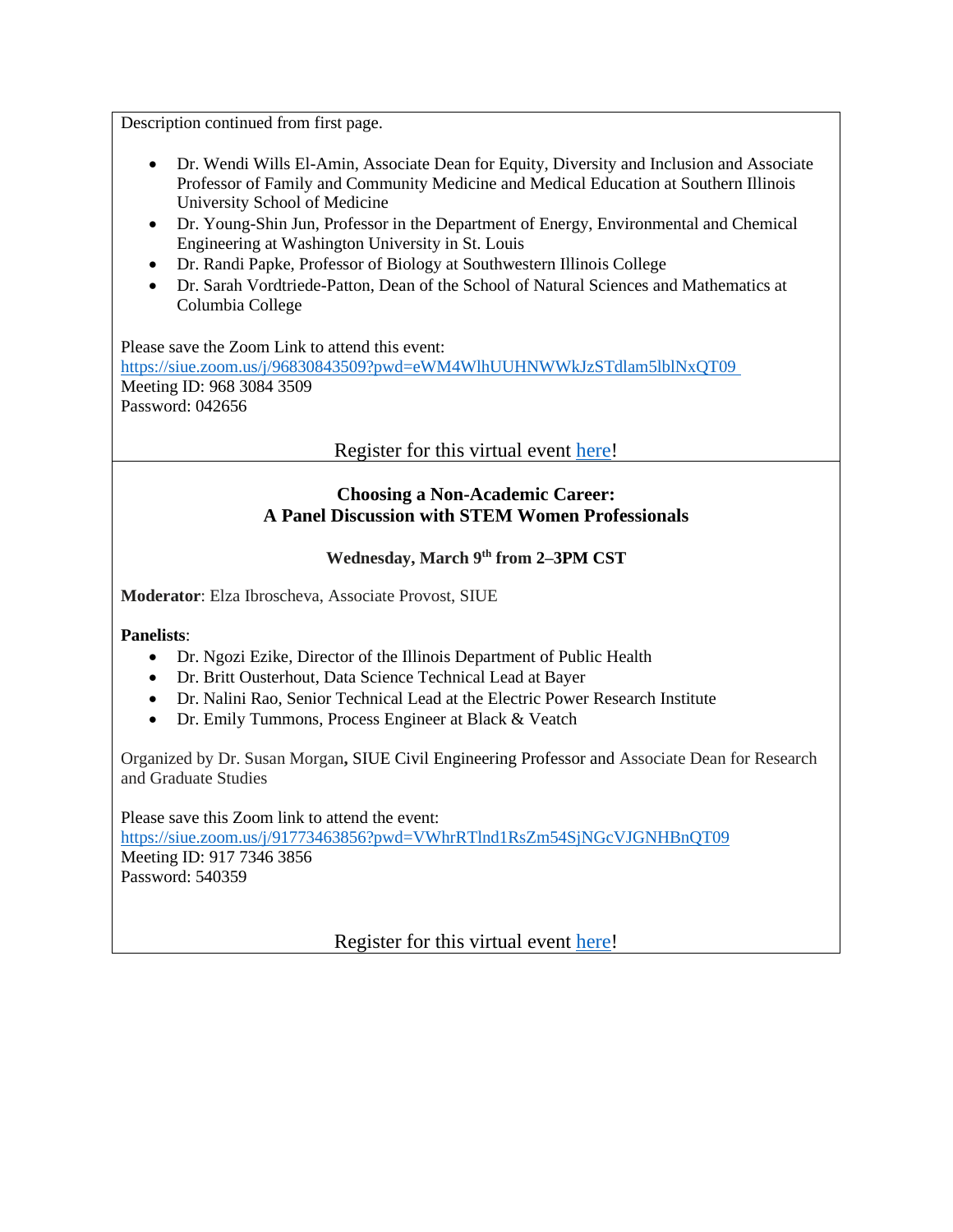Description continued from first page.

- Dr. Wendi Wills El-Amin, Associate Dean for Equity, Diversity and Inclusion and Associate Professor of Family and Community Medicine and Medical Education at Southern Illinois University School of Medicine
- Dr. Young-Shin Jun, Professor in the Department of Energy, Environmental and Chemical Engineering at Washington University in St. Louis
- Dr. Randi Papke, Professor of Biology at Southwestern Illinois College
- Dr. Sarah Vordtriede-Patton, Dean of the School of Natural Sciences and Mathematics at Columbia College

Please save the Zoom Link to attend this event:
https://siue.zoom.us/j/96830843509?pwd=eWM4WlhUUHNWWkJzSTdlam5lblNxQT09
Meeting ID: 968 3084 3509
Password: 042656

Register for this virtual event here!

**Choosing a Non-Academic Career:**
**A Panel Discussion with STEM Women Professionals**

**Wednesday, March 9th from 2–3PM CST**

**Moderator**: Elza Ibroscheva, Associate Provost, SIUE

**Panelists**:

- Dr. Ngozi Ezike, Director of the Illinois Department of Public Health
- Dr. Britt Ousterhout, Data Science Technical Lead at Bayer
- Dr. Nalini Rao, Senior Technical Lead at the Electric Power Research Institute
- Dr. Emily Tummons, Process Engineer at Black & Veatch

Organized by Dr. Susan Morgan**,** SIUE Civil Engineering Professor and Associate Dean for Research and Graduate Studies

Please save this Zoom link to attend the event:
https://siue.zoom.us/j/91773463856?pwd=VWhrRTlnd1RsZm54SjNGcVJGNHBnQT09
Meeting ID: 917 7346 3856
Password: 540359

Register for this virtual event here!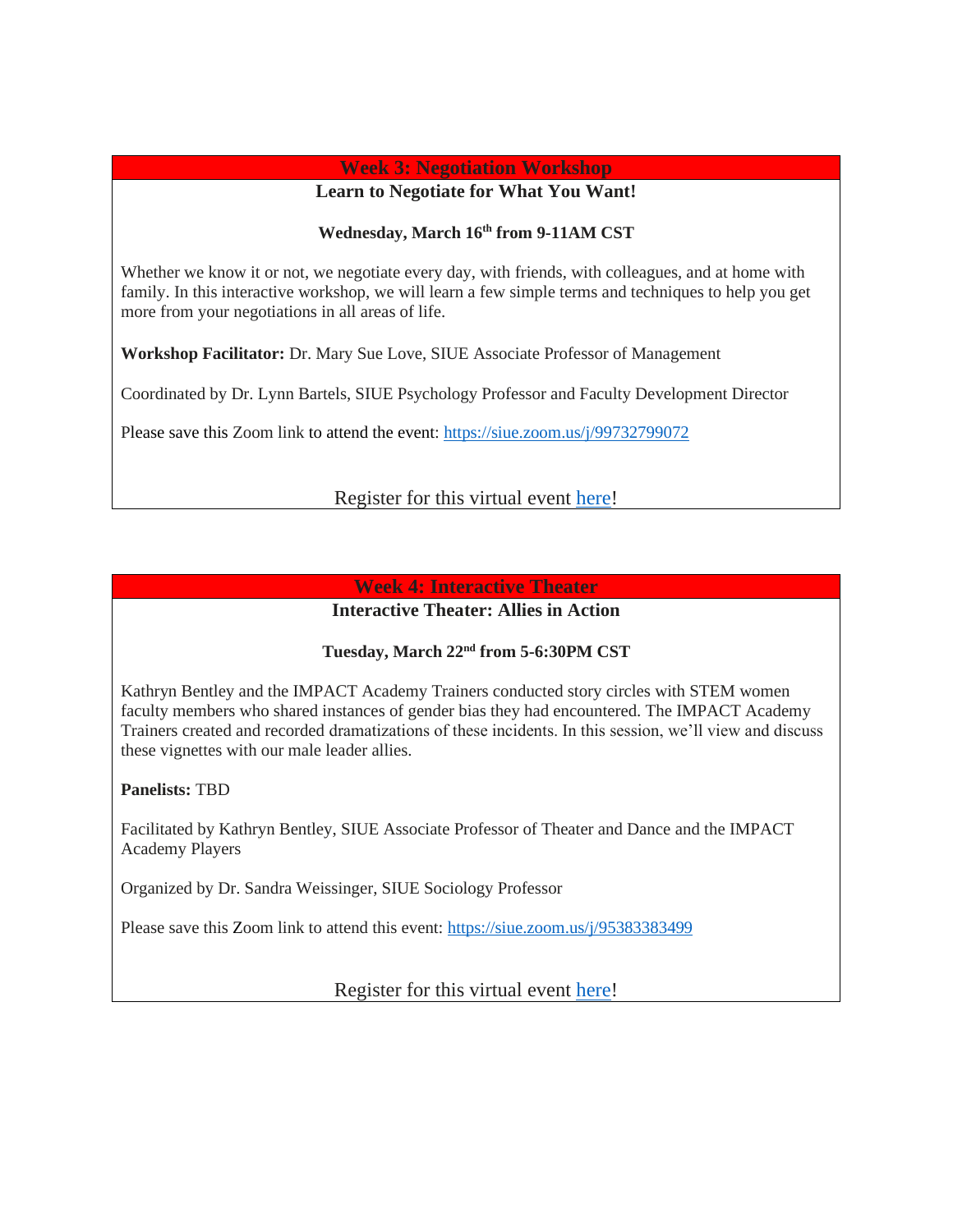## Week 3: Negotiation Workshop

**Learn to Negotiate for What You Want!**

**Wednesday, March 16th from 9-11AM CST**

Whether we know it or not, we negotiate every day, with friends, with colleagues, and at home with family. In this interactive workshop, we will learn a few simple terms and techniques to help you get more from your negotiations in all areas of life.

**Workshop Facilitator:** Dr. Mary Sue Love, SIUE Associate Professor of Management

Coordinated by Dr. Lynn Bartels, SIUE Psychology Professor and Faculty Development Director

Please save this Zoom link to attend the event: https://siue.zoom.us/j/99732799072

Register for this virtual event here!

## Week 4: Interactive Theater

**Interactive Theater: Allies in Action**

**Tuesday, March 22nd from 5-6:30PM CST**

Kathryn Bentley and the IMPACT Academy Trainers conducted story circles with STEM women faculty members who shared instances of gender bias they had encountered. The IMPACT Academy Trainers created and recorded dramatizations of these incidents. In this session, we'll view and discuss these vignettes with our male leader allies.

**Panelists:** TBD

Facilitated by Kathryn Bentley, SIUE Associate Professor of Theater and Dance and the IMPACT Academy Players

Organized by Dr. Sandra Weissinger, SIUE Sociology Professor

Please save this Zoom link to attend this event: https://siue.zoom.us/j/95383383499

Register for this virtual event here!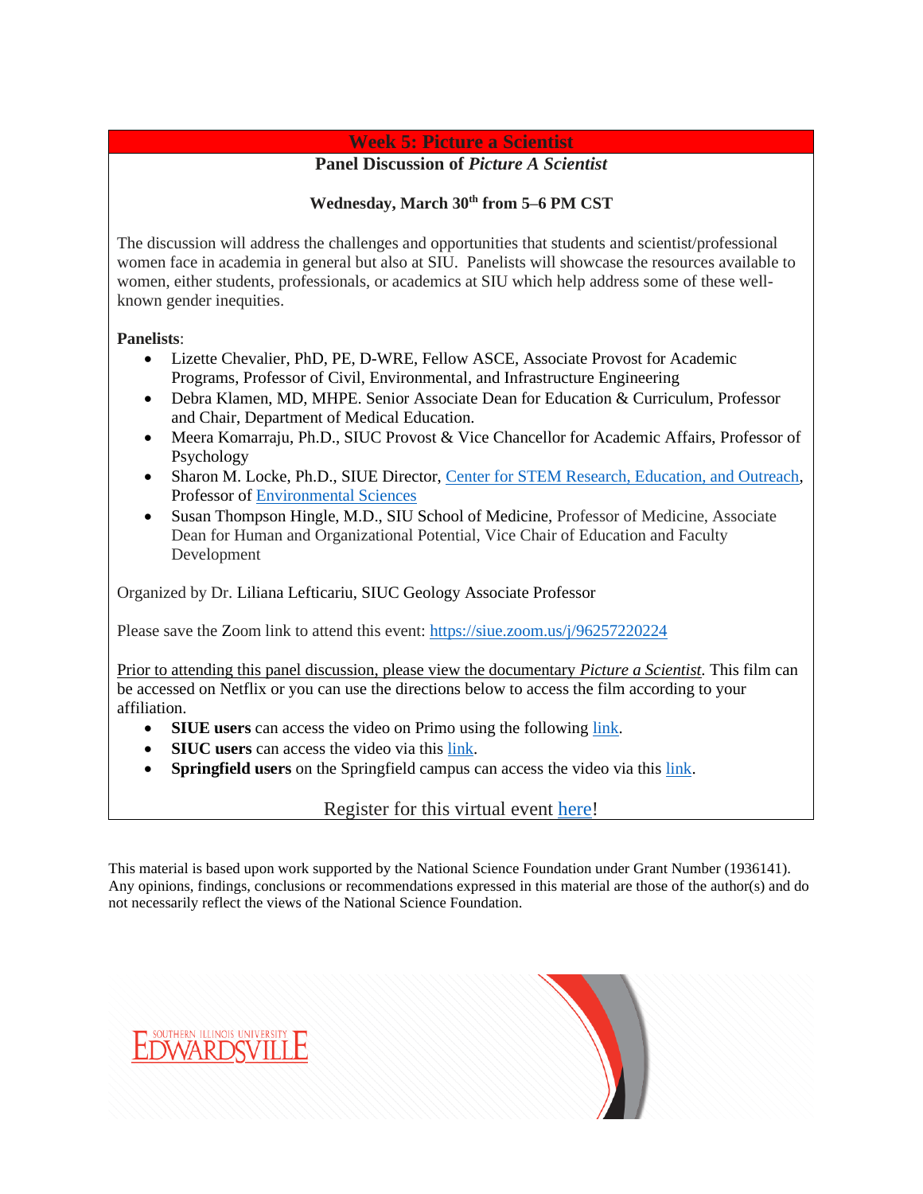## Week 5: Picture a Scientist

**Panel Discussion of *Picture A Scientist***

**Wednesday, March 30th from 5–6 PM CST**

The discussion will address the challenges and opportunities that students and scientist/professional women face in academia in general but also at SIU. Panelists will showcase the resources available to women, either students, professionals, or academics at SIU which help address some of these well-known gender inequities.

**Panelists**:

- Lizette Chevalier, PhD, PE, D-WRE, Fellow ASCE, Associate Provost for Academic Programs, Professor of Civil, Environmental, and Infrastructure Engineering
- Debra Klamen, MD, MHPE. Senior Associate Dean for Education & Curriculum, Professor and Chair, Department of Medical Education.
- Meera Komarraju, Ph.D., SIUC Provost & Vice Chancellor for Academic Affairs, Professor of Psychology
- Sharon M. Locke, Ph.D., SIUE Director, Center for STEM Research, Education, and Outreach, Professor of Environmental Sciences
- Susan Thompson Hingle, M.D., SIU School of Medicine, Professor of Medicine, Associate Dean for Human and Organizational Potential, Vice Chair of Education and Faculty Development

Organized by Dr. Liliana Lefticariu, SIUC Geology Associate Professor

Please save the Zoom link to attend this event: https://siue.zoom.us/j/96257220224

Prior to attending this panel discussion, please view the documentary *Picture a Scientist*. This film can be accessed on Netflix or you can use the directions below to access the film according to your affiliation.

- **SIUE users** can access the video on Primo using the following link.
- **SIUC users** can access the video via this link.
- **Springfield users** on the Springfield campus can access the video via this link.

Register for this virtual event here!

This material is based upon work supported by the National Science Foundation under Grant Number (1936141). Any opinions, findings, conclusions or recommendations expressed in this material are those of the author(s) and do not necessarily reflect the views of the National Science Foundation.

SOUTHERN ILLINOIS UNIVERSITY EDWARDSVILLE